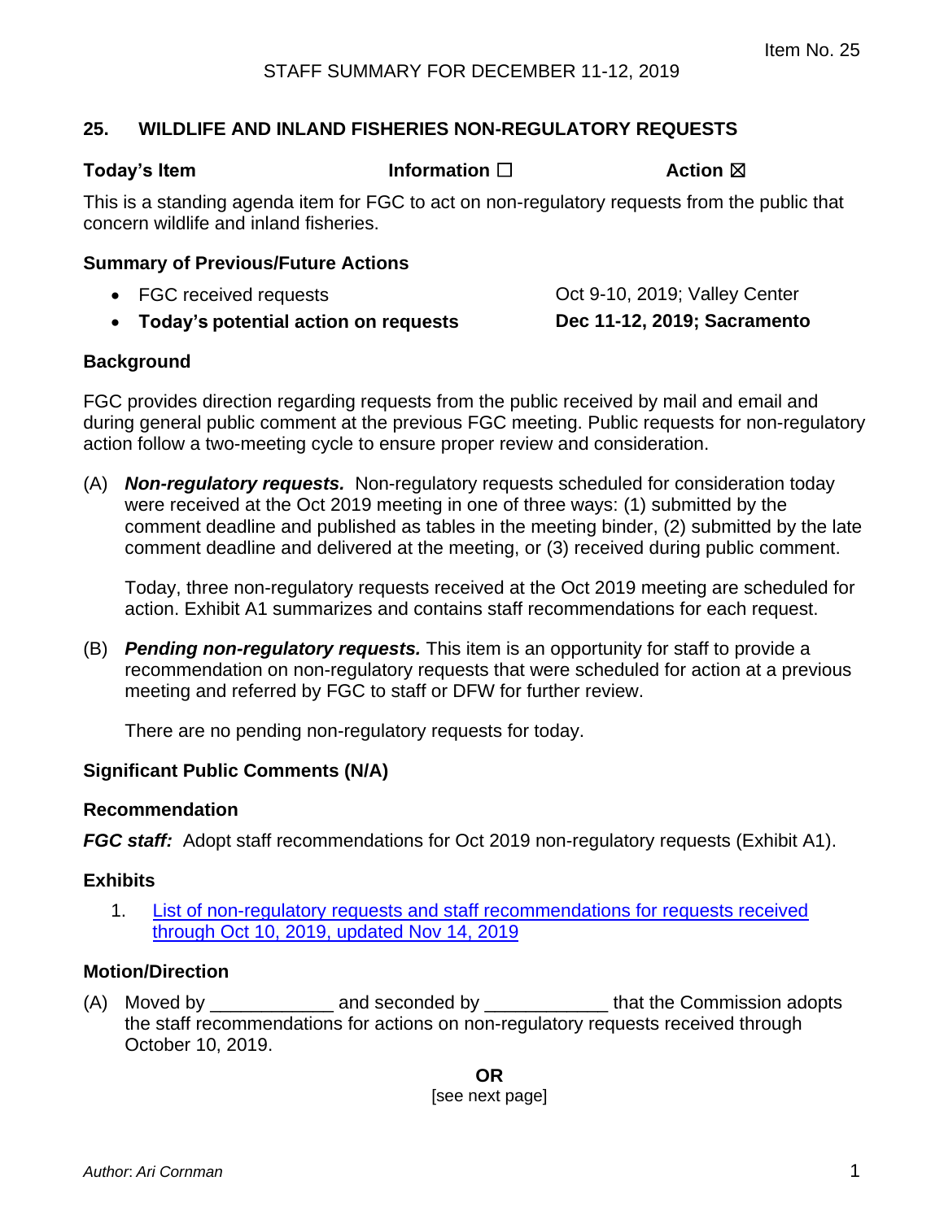Item No. 25

STAFF SUMMARY FOR DECEMBER 11-12, 2019

## 25. WILDLIFE AND INLAND FISHERIES NON-REGULATORY REQUESTS

**Today's Item** **Information** ☐ **Action** ☒

This is a standing agenda item for FGC to act on non-regulatory requests from the public that concern wildlife and inland fisheries.

### Summary of Previous/Future Actions

- FGC received requests — Oct 9-10, 2019; Valley Center
- **Today's potential action on requests** — **Dec 11-12, 2019; Sacramento**

### Background

FGC provides direction regarding requests from the public received by mail and email and during general public comment at the previous FGC meeting. Public requests for non-regulatory action follow a two-meeting cycle to ensure proper review and consideration.

(A) ***Non-regulatory requests.*** Non-regulatory requests scheduled for consideration today were received at the Oct 2019 meeting in one of three ways: (1) submitted by the comment deadline and published as tables in the meeting binder, (2) submitted by the late comment deadline and delivered at the meeting, or (3) received during public comment.

Today, three non-regulatory requests received at the Oct 2019 meeting are scheduled for action. Exhibit A1 summarizes and contains staff recommendations for each request.

(B) ***Pending non-regulatory requests.*** This item is an opportunity for staff to provide a recommendation on non-regulatory requests that were scheduled for action at a previous meeting and referred by FGC to staff or DFW for further review.

There are no pending non-regulatory requests for today.

### Significant Public Comments (N/A)

### Recommendation

***FGC staff:*** Adopt staff recommendations for Oct 2019 non-regulatory requests (Exhibit A1).

### Exhibits

1. List of non-regulatory requests and staff recommendations for requests received through Oct 10, 2019, updated Nov 14, 2019

### Motion/Direction

(A) Moved by ____________ and seconded by ____________ that the Commission adopts the staff recommendations for actions on non-regulatory requests received through October 10, 2019.

**OR**

[see next page]

*Author: Ari Cornman*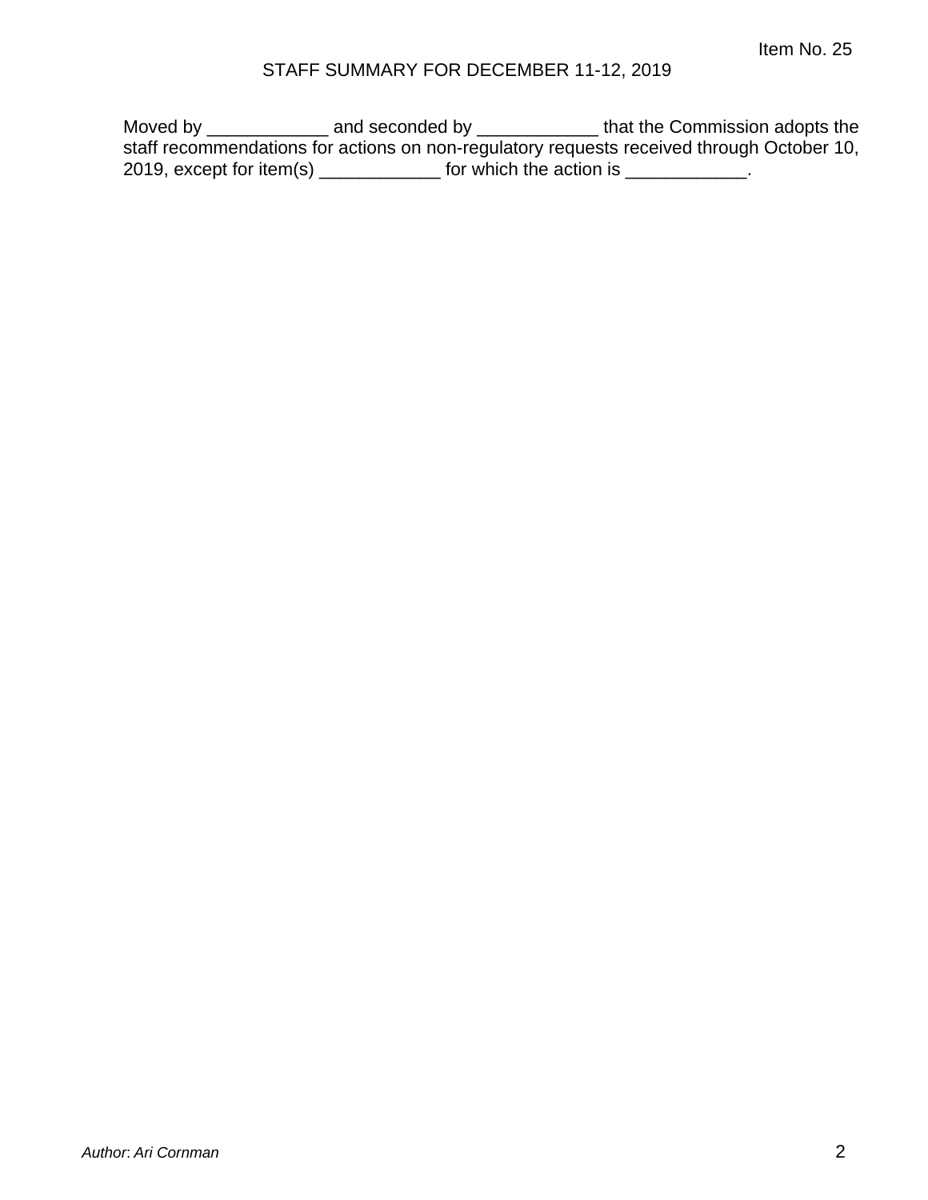Moved by ____________ and seconded by ____________ that the Commission adopts the staff recommendations for actions on non-regulatory requests received through October 10, 2019, except for item(s) ____________ for which the action is ____________.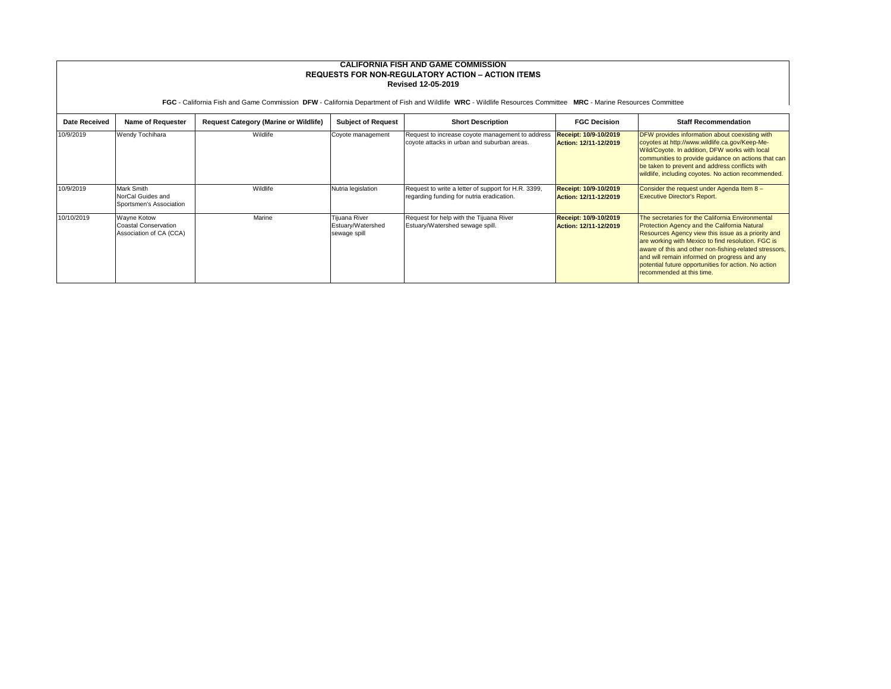**CALIFORNIA FISH AND GAME COMMISSION**
**REQUESTS FOR NON-REGULATORY ACTION – ACTION ITEMS**
**Revised 12-05-2019**

**FGC** - California Fish and Game Commission **DFW** - California Department of Fish and Wildlife **WRC** - Wildlife Resources Committee **MRC** - Marine Resources Committee

| Date Received | Name of Requester | Request Category (Marine or Wildlife) | Subject of Request | Short Description | FGC Decision | Staff Recommendation |
|---|---|---|---|---|---|---|
| 10/9/2019 | Wendy Tochihara | Wildlife | Coyote management | Request to increase coyote management to address coyote attacks in urban and suburban areas. | **Receipt: 10/9-10/2019** **Action: 12/11-12/2019** | DFW provides information about coexisting with coyotes at http://www.wildlife.ca.gov/Keep-Me-Wild/Coyote. In addition, DFW works with local communities to provide guidance on actions that can be taken to prevent and address conflicts with wildlife, including coyotes. No action recommended. |
| 10/9/2019 | Mark Smith NorCal Guides and Sportsmen's Association | Wildlife | Nutria legislation | Request to write a letter of support for H.R. 3399, regarding funding for nutria eradication. | **Receipt: 10/9-10/2019** **Action: 12/11-12/2019** | Consider the request under Agenda Item 8 – Executive Director's Report. |
| 10/10/2019 | Wayne Kotow Coastal Conservation Association of CA (CCA) | Marine | Tijuana River Estuary/Watershed sewage spill | Request for help with the Tijuana River Estuary/Watershed sewage spill. | **Receipt: 10/9-10/2019** **Action: 12/11-12/2019** | The secretaries for the California Environmental Protection Agency and the California Natural Resources Agency view this issue as a priority and are working with Mexico to find resolution. FGC is aware of this and other non-fishing-related stressors, and will remain informed on progress and any potential future opportunities for action. No action recommended at this time. |